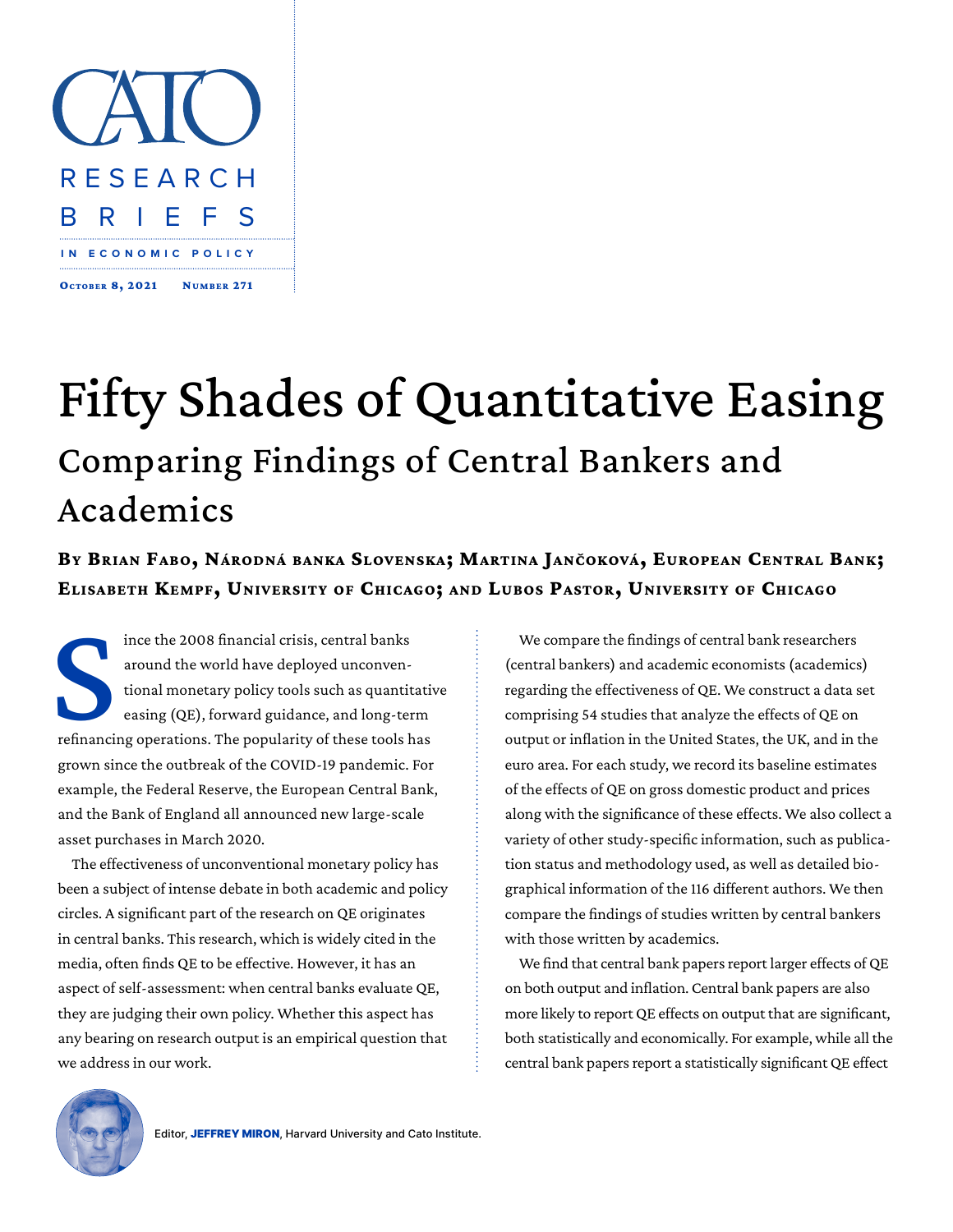CATO

RESEARCH BRIEFS

IN ECONOMIC POLICY

October 8, 2021 Number 271

# Fifty Shades of Quantitative Easing

## Comparing Findings of Central Bankers and Academics

**By Brian Fabo, Národná banka Slovenska; Martina Jančoková, European Central Bank; Elisabeth Kempf, University of Chicago; and Lubos Pastor, University of Chicago**

Since the 2008 financial crisis, central banks around the world have deployed unconventional monetary policy tools such as quantitative easing (QE), forward guidance, and long-term refinancing operations. The popularity of these tools has grown since the outbreak of the COVID-19 pandemic. For example, the Federal Reserve, the European Central Bank, and the Bank of England all announced new large-scale asset purchases in March 2020.

The effectiveness of unconventional monetary policy has been a subject of intense debate in both academic and policy circles. A significant part of the research on QE originates in central banks. This research, which is widely cited in the media, often finds QE to be effective. However, it has an aspect of self-assessment: when central banks evaluate QE, they are judging their own policy. Whether this aspect has any bearing on research output is an empirical question that we address in our work.

We compare the findings of central bank researchers (central bankers) and academic economists (academics) regarding the effectiveness of QE. We construct a data set comprising 54 studies that analyze the effects of QE on output or inflation in the United States, the UK, and in the euro area. For each study, we record its baseline estimates of the effects of QE on gross domestic product and prices along with the significance of these effects. We also collect a variety of other study-specific information, such as publication status and methodology used, as well as detailed biographical information of the 116 different authors. We then compare the findings of studies written by central bankers with those written by academics.

We find that central bank papers report larger effects of QE on both output and inflation. Central bank papers are also more likely to report QE effects on output that are significant, both statistically and economically. For example, while all the central bank papers report a statistically significant QE effect

Editor, **JEFFREY MIRON**, Harvard University and Cato Institute.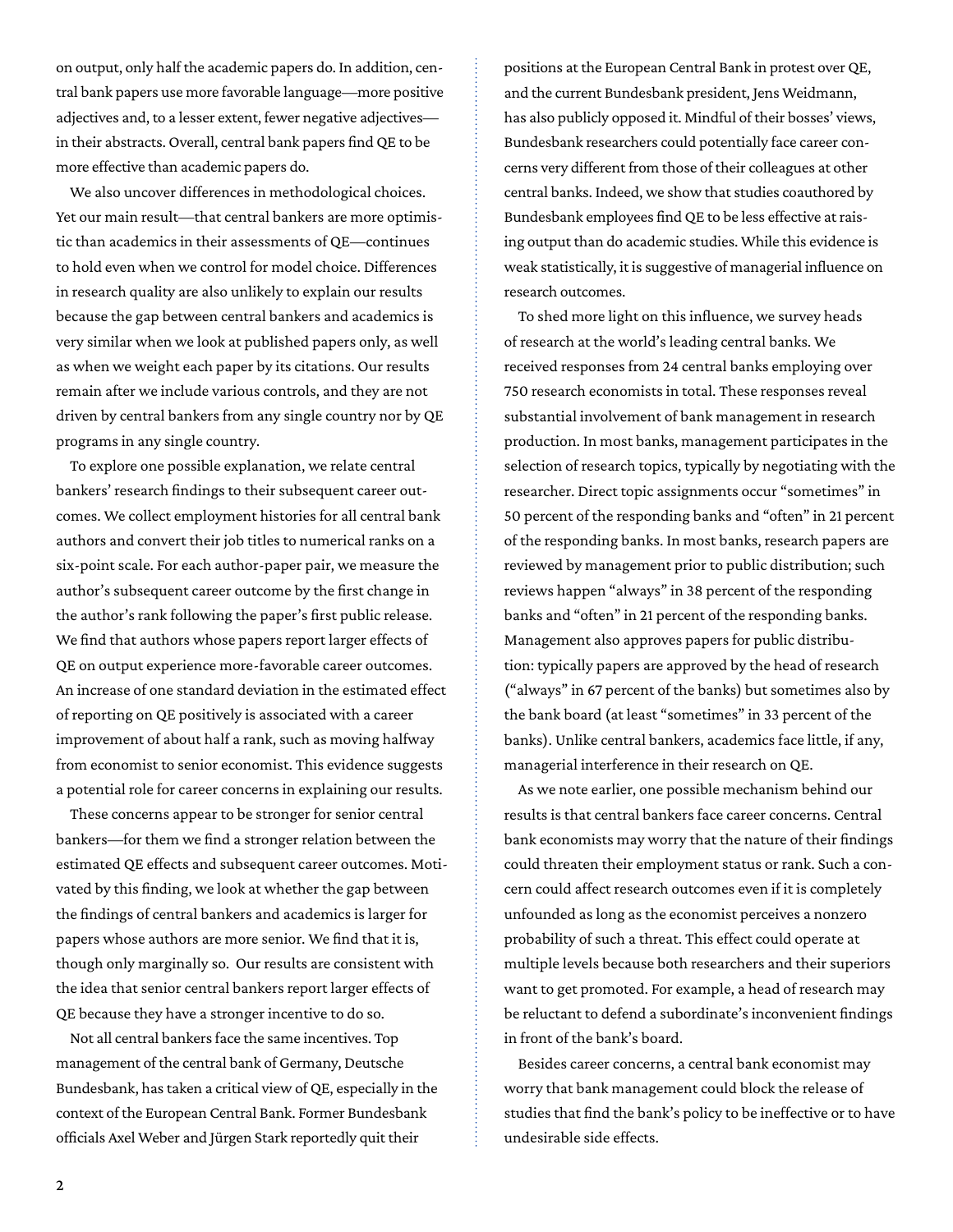on output, only half the academic papers do. In addition, central bank papers use more favorable language—more positive adjectives and, to a lesser extent, fewer negative adjectives—in their abstracts. Overall, central bank papers find QE to be more effective than academic papers do.

We also uncover differences in methodological choices. Yet our main result—that central bankers are more optimistic than academics in their assessments of QE—continues to hold even when we control for model choice. Differences in research quality are also unlikely to explain our results because the gap between central bankers and academics is very similar when we look at published papers only, as well as when we weight each paper by its citations. Our results remain after we include various controls, and they are not driven by central bankers from any single country nor by QE programs in any single country.

To explore one possible explanation, we relate central bankers' research findings to their subsequent career outcomes. We collect employment histories for all central bank authors and convert their job titles to numerical ranks on a six-point scale. For each author-paper pair, we measure the author's subsequent career outcome by the first change in the author's rank following the paper's first public release. We find that authors whose papers report larger effects of QE on output experience more-favorable career outcomes. An increase of one standard deviation in the estimated effect of reporting on QE positively is associated with a career improvement of about half a rank, such as moving halfway from economist to senior economist. This evidence suggests a potential role for career concerns in explaining our results.

These concerns appear to be stronger for senior central bankers—for them we find a stronger relation between the estimated QE effects and subsequent career outcomes. Motivated by this finding, we look at whether the gap between the findings of central bankers and academics is larger for papers whose authors are more senior. We find that it is, though only marginally so. Our results are consistent with the idea that senior central bankers report larger effects of QE because they have a stronger incentive to do so.

Not all central bankers face the same incentives. Top management of the central bank of Germany, Deutsche Bundesbank, has taken a critical view of QE, especially in the context of the European Central Bank. Former Bundesbank officials Axel Weber and Jürgen Stark reportedly quit their positions at the European Central Bank in protest over QE, and the current Bundesbank president, Jens Weidmann, has also publicly opposed it. Mindful of their bosses' views, Bundesbank researchers could potentially face career concerns very different from those of their colleagues at other central banks. Indeed, we show that studies coauthored by Bundesbank employees find QE to be less effective at raising output than do academic studies. While this evidence is weak statistically, it is suggestive of managerial influence on research outcomes.

To shed more light on this influence, we survey heads of research at the world's leading central banks. We received responses from 24 central banks employing over 750 research economists in total. These responses reveal substantial involvement of bank management in research production. In most banks, management participates in the selection of research topics, typically by negotiating with the researcher. Direct topic assignments occur "sometimes" in 50 percent of the responding banks and "often" in 21 percent of the responding banks. In most banks, research papers are reviewed by management prior to public distribution; such reviews happen "always" in 38 percent of the responding banks and "often" in 21 percent of the responding banks. Management also approves papers for public distribution: typically papers are approved by the head of research ("always" in 67 percent of the banks) but sometimes also by the bank board (at least "sometimes" in 33 percent of the banks). Unlike central bankers, academics face little, if any, managerial interference in their research on QE.

As we note earlier, one possible mechanism behind our results is that central bankers face career concerns. Central bank economists may worry that the nature of their findings could threaten their employment status or rank. Such a concern could affect research outcomes even if it is completely unfounded as long as the economist perceives a nonzero probability of such a threat. This effect could operate at multiple levels because both researchers and their superiors want to get promoted. For example, a head of research may be reluctant to defend a subordinate's inconvenient findings in front of the bank's board.

Besides career concerns, a central bank economist may worry that bank management could block the release of studies that find the bank's policy to be ineffective or to have undesirable side effects.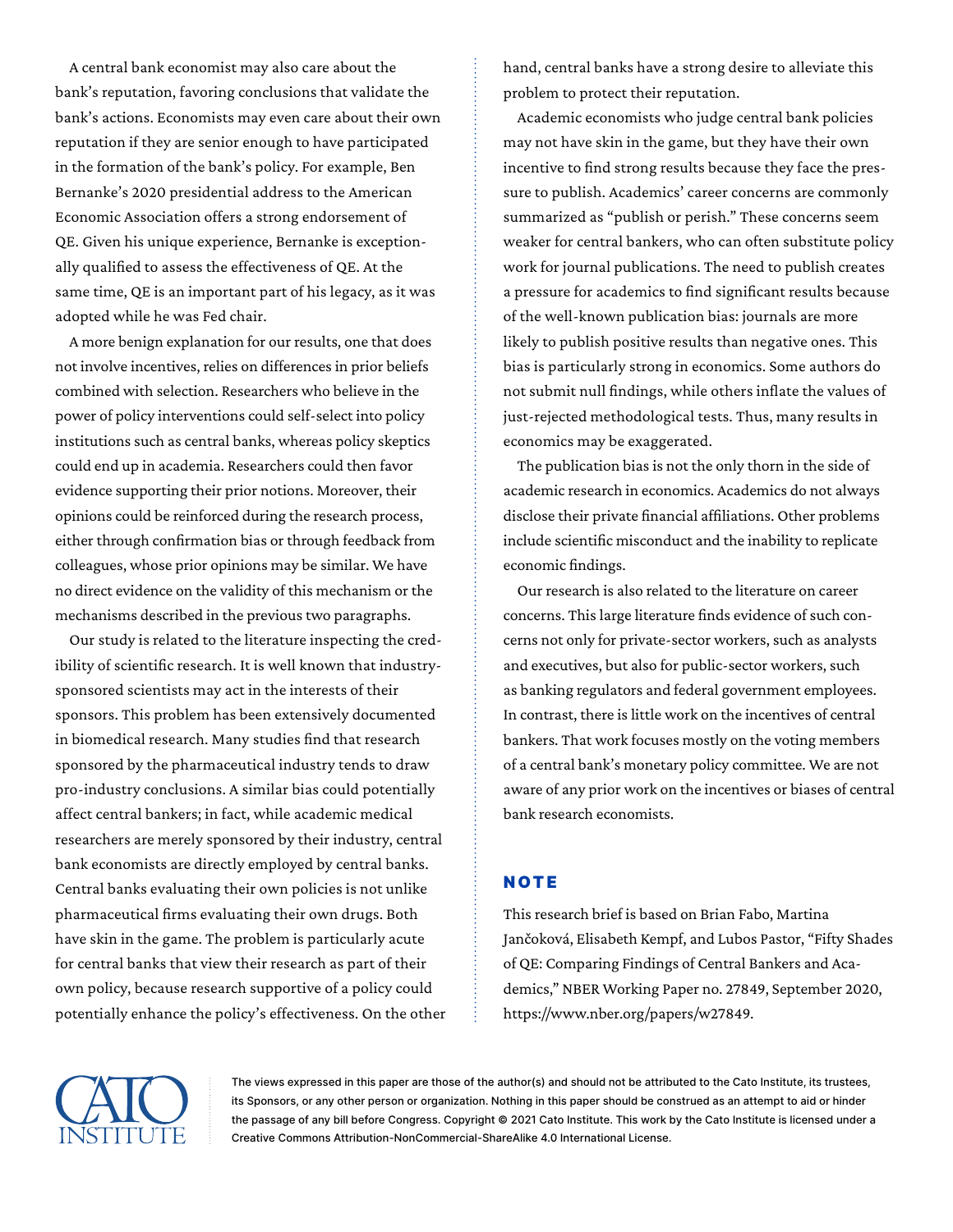A central bank economist may also care about the bank's reputation, favoring conclusions that validate the bank's actions. Economists may even care about their own reputation if they are senior enough to have participated in the formation of the bank's policy. For example, Ben Bernanke's 2020 presidential address to the American Economic Association offers a strong endorsement of QE. Given his unique experience, Bernanke is exceptionally qualified to assess the effectiveness of QE. At the same time, QE is an important part of his legacy, as it was adopted while he was Fed chair.

A more benign explanation for our results, one that does not involve incentives, relies on differences in prior beliefs combined with selection. Researchers who believe in the power of policy interventions could self-select into policy institutions such as central banks, whereas policy skeptics could end up in academia. Researchers could then favor evidence supporting their prior notions. Moreover, their opinions could be reinforced during the research process, either through confirmation bias or through feedback from colleagues, whose prior opinions may be similar. We have no direct evidence on the validity of this mechanism or the mechanisms described in the previous two paragraphs.

Our study is related to the literature inspecting the credibility of scientific research. It is well known that industry-sponsored scientists may act in the interests of their sponsors. This problem has been extensively documented in biomedical research. Many studies find that research sponsored by the pharmaceutical industry tends to draw pro-industry conclusions. A similar bias could potentially affect central bankers; in fact, while academic medical researchers are merely sponsored by their industry, central bank economists are directly employed by central banks. Central banks evaluating their own policies is not unlike pharmaceutical firms evaluating their own drugs. Both have skin in the game. The problem is particularly acute for central banks that view their research as part of their own policy, because research supportive of a policy could potentially enhance the policy's effectiveness. On the other hand, central banks have a strong desire to alleviate this problem to protect their reputation.

Academic economists who judge central bank policies may not have skin in the game, but they have their own incentive to find strong results because they face the pressure to publish. Academics' career concerns are commonly summarized as "publish or perish." These concerns seem weaker for central bankers, who can often substitute policy work for journal publications. The need to publish creates a pressure for academics to find significant results because of the well-known publication bias: journals are more likely to publish positive results than negative ones. This bias is particularly strong in economics. Some authors do not submit null findings, while others inflate the values of just-rejected methodological tests. Thus, many results in economics may be exaggerated.

The publication bias is not the only thorn in the side of academic research in economics. Academics do not always disclose their private financial affiliations. Other problems include scientific misconduct and the inability to replicate economic findings.

Our research is also related to the literature on career concerns. This large literature finds evidence of such concerns not only for private-sector workers, such as analysts and executives, but also for public-sector workers, such as banking regulators and federal government employees. In contrast, there is little work on the incentives of central bankers. That work focuses mostly on the voting members of a central bank's monetary policy committee. We are not aware of any prior work on the incentives or biases of central bank research economists.

## NOTE

This research brief is based on Brian Fabo, Martina Jančoková, Elisabeth Kempf, and Lubos Pastor, "Fifty Shades of QE: Comparing Findings of Central Bankers and Academics," NBER Working Paper no. 27849, September 2020, https://www.nber.org/papers/w27849.

CATO INSTITUTE

The views expressed in this paper are those of the author(s) and should not be attributed to the Cato Institute, its trustees, its Sponsors, or any other person or organization. Nothing in this paper should be construed as an attempt to aid or hinder the passage of any bill before Congress. Copyright © 2021 Cato Institute. This work by the Cato Institute is licensed under a Creative Commons Attribution-NonCommercial-ShareAlike 4.0 International License.